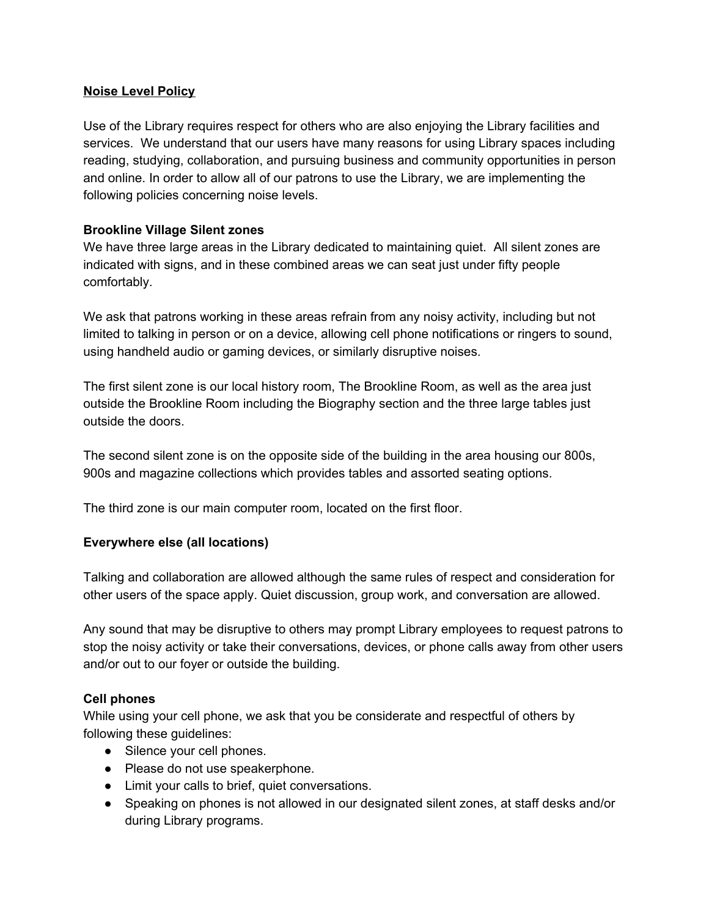**<u>Noise Level Policy</u>**

Use of the Library requires respect for others who are also enjoying the Library facilities and services. We understand that our users have many reasons for using Library spaces including reading, studying, collaboration, and pursuing business and community opportunities in person and online. In order to allow all of our patrons to use the Library, we are implementing the following policies concerning noise levels.

**Brookline Village Silent zones**

We have three large areas in the Library dedicated to maintaining quiet. All silent zones are indicated with signs, and in these combined areas we can seat just under fifty people comfortably.

We ask that patrons working in these areas refrain from any noisy activity, including but not limited to talking in person or on a device, allowing cell phone notifications or ringers to sound, using handheld audio or gaming devices, or similarly disruptive noises.

The first silent zone is our local history room, The Brookline Room, as well as the area just outside the Brookline Room including the Biography section and the three large tables just outside the doors.

The second silent zone is on the opposite side of the building in the area housing our 800s, 900s and magazine collections which provides tables and assorted seating options.

The third zone is our main computer room, located on the first floor.

**Everywhere else (all locations)**

Talking and collaboration are allowed although the same rules of respect and consideration for other users of the space apply. Quiet discussion, group work, and conversation are allowed.

Any sound that may be disruptive to others may prompt Library employees to request patrons to stop the noisy activity or take their conversations, devices, or phone calls away from other users and/or out to our foyer or outside the building.

**Cell phones**

While using your cell phone, we ask that you be considerate and respectful of others by following these guidelines:

- Silence your cell phones.
- Please do not use speakerphone.
- Limit your calls to brief, quiet conversations.
- Speaking on phones is not allowed in our designated silent zones, at staff desks and/or during Library programs.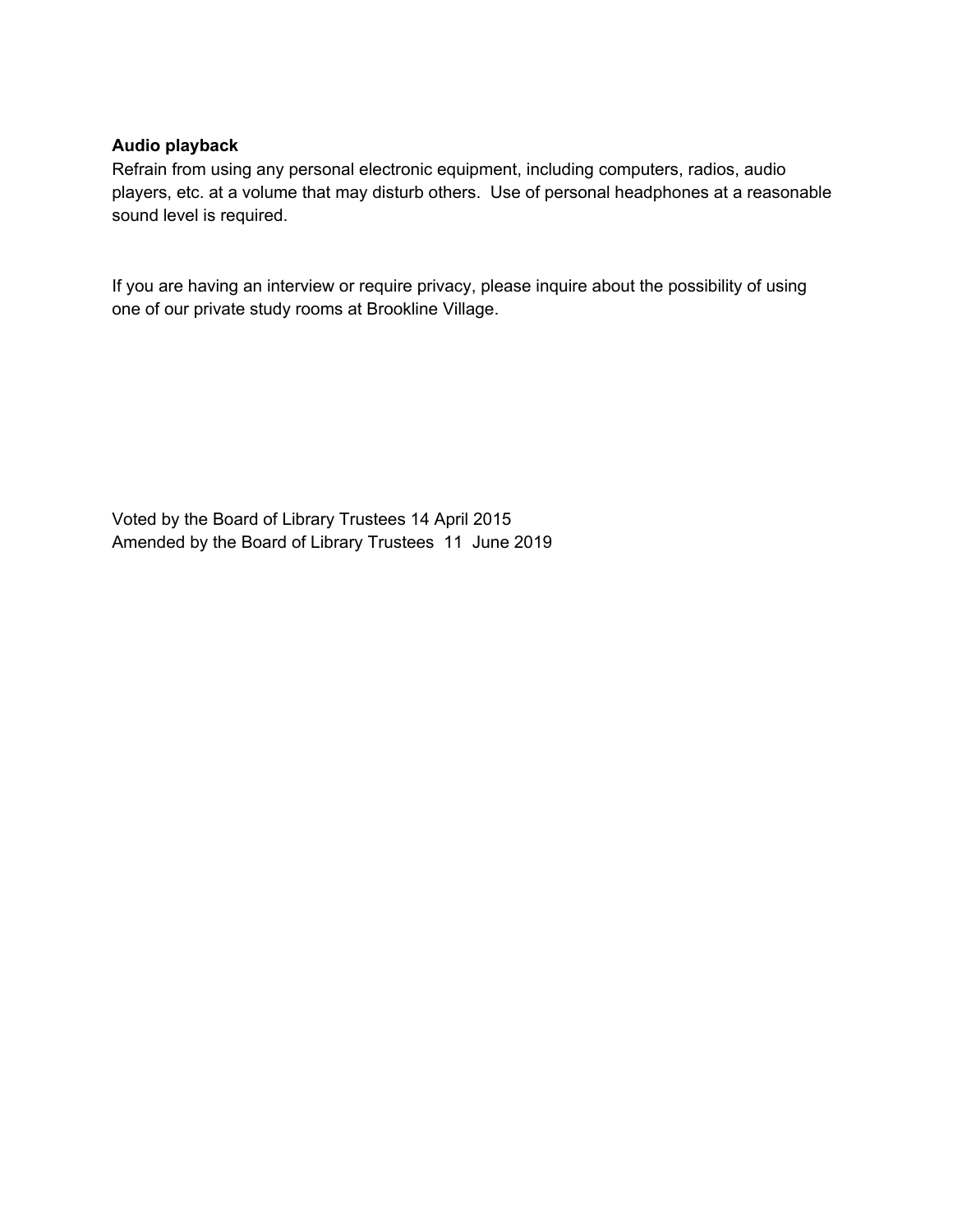**Audio playback**

Refrain from using any personal electronic equipment, including computers, radios, audio players, etc. at a volume that may disturb others. Use of personal headphones at a reasonable sound level is required.

If you are having an interview or require privacy, please inquire about the possibility of using one of our private study rooms at Brookline Village.

Voted by the Board of Library Trustees 14 April 2015
Amended by the Board of Library Trustees 11 June 2019